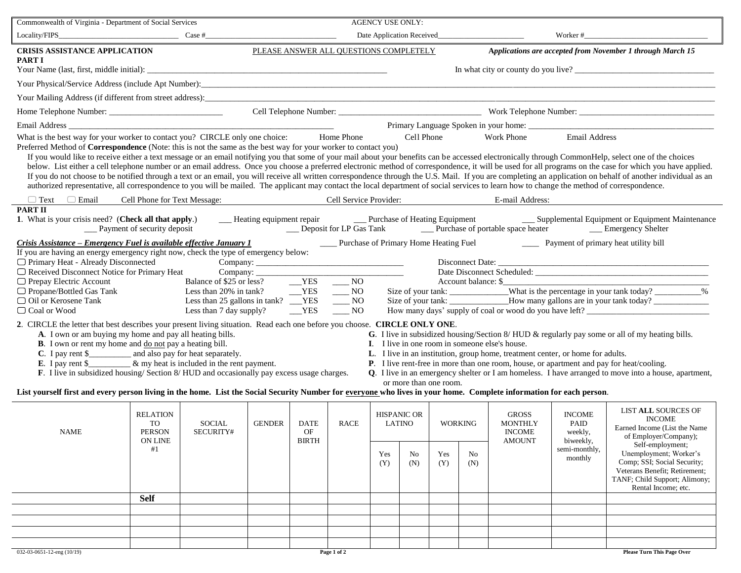Commonwealth of Virginia - Department of Social Services

AGENCY USE ONLY:

Locality/FIPS_______________________________ Case #_________________________________ Date Application Received______________________ Worker #_________________________________

**CRISIS ASSISTANCE APPLICATION**

PLEASE ANSWER ALL QUESTIONS COMPLETELY

***Applications are accepted from November 1 through March 15***

## PART I

Your Name (last, first, middle initial): _________________________________________________________ In what city or county do you live? _________________________________

Your Physical/Service Address (include Apt Number):_____________________________________________________________________________________________________

Your Mailing Address (if different from street address):___________________________________________________________________________________________________

Home Telephone Number: __________________________ Cell Telephone Number: _________________________________ Work Telephone Number: _______________________________

Email Address _______________________________________________________________ Primary Language Spoken in your home: ___________________________________________

What is the best way for your worker to contact you? CIRCLE only one choice: Home Phone Cell Phone Work Phone Email Address

Preferred Method of **Correspondence** (Note: this is not the same as the best way for your worker to contact you)

If you would like to receive either a text message or an email notifying you that some of your mail about your benefits can be accessed electronically through CommonHelp, select one of the choices below. List either a cell telephone number or an email address. Once you choose a preferred electronic method of correspondence, it will be used for all programs on the case for which you have applied. If you do not choose to be notified through a text or an email, you will receive all written correspondence through the U.S. Mail. If you are completing an application on behalf of another individual as an authorized representative, all correspondence to you will be mailed. The applicant may contact the local department of social services to learn how to change the method of correspondence.

☐ Text ☐ Email Cell Phone for Text Message: Cell Service Provider: E-mail Address:

## PART II

**1**. What is your crisis need? (**Check all that apply**.)

- ___ Heating equipment repair
- ___ Purchase of Heating Equipment
- ___ Supplemental Equipment or Equipment Maintenance
- ___ Payment of security deposit
- ___ Deposit for LP Gas Tank
- ___ Purchase of portable space heater
- ___ Emergency Shelter

***Crisis Assistance – Emergency Fuel is available effective January 1***

- ____ Purchase of Primary Home Heating Fuel
- ____ Payment of primary heat utility bill

If you are having an energy emergency right now, check the type of emergency below:

- ☐ Primary Heat - Already Disconnected Company: ___________________________________ Disconnect Date: ___________________________________________________
- ☐ Received Disconnect Notice for Primary Heat Company: ___________________________________ Date Disconnect Scheduled: ___________________________________________
- ☐ Prepay Electric Account Balance of $25 or less? ___YES ____ NO Account balance: $_____________________________________________________
- ☐ Propane/Bottled Gas Tank Less than 20% in tank? ___YES ____ NO Size of your tank: _____________What is the percentage in your tank today? __________%
- ☐ Oil or Kerosene Tank Less than 25 gallons in tank? ___YES ____ NO Size of your tank: _____________How many gallons are in your tank today? ____________
- ☐ Coal or Wood Less than 7 day supply? ___YES ____ NO How many days' supply of coal or wood do you have left? ____________________________

**2**. CIRCLE the letter that best describes your present living situation. Read each one before you choose. **CIRCLE ONLY ONE**.

- **A**. I own or am buying my home and pay all heating bills.
- **B**. I own or rent my home and do not pay a heating bill.
- **C**. I pay rent $__________ and also pay for heat separately.
- **E**. I pay rent $__________ & my heat is included in the rent payment.
- **F**. I live in subsidized housing/ Section 8/ HUD and occasionally pay excess usage charges.
- **G**. I live in subsidized housing/Section 8/ HUD & regularly pay some or all of my heating bills.
- **I**. I live in one room in someone else's house.
- **L**. I live in an institution, group home, treatment center, or home for adults.
- **P**. I live rent-free in more than one room, house, or apartment and pay for heat/cooling.
- **Q**. I live in an emergency shelter or I am homeless. I have arranged to move into a house, apartment, or more than one room.

**List yourself first and every person living in the home. List the Social Security Number for everyone who lives in your home. Complete information for each person**.

| NAME | RELATION TO PERSON ON LINE #1 | SOCIAL SECURITY# | GENDER | DATE OF BIRTH | RACE | HISPANIC OR LATINO | | WORKING | | GROSS MONTHLY INCOME AMOUNT | INCOME PAID weekly, biweekly, semi-monthly, monthly | LIST **ALL** SOURCES OF INCOME Earned Income (List the Name of Employer/Company); Self-employment; Unemployment; Worker's Comp; SSI; Social Security; Veterans Benefit; Retirement; TANF; Child Support; Alimony; Rental Income; etc. |
|---|---|---|---|---|---|---|---|---|---|---|---|---|
| | | | | | | Yes (Y) | No (N) | Yes (Y) | No (N) | | | |
| | **Self** | | | | | | | | | | | |
| | | | | | | | | | | | | |
| | | | | | | | | | | | | |
| | | | | | | | | | | | | |
| | | | | | | | | | | | | |

032-03-0651-12-eng (10/19)

**Please Turn This Page Over**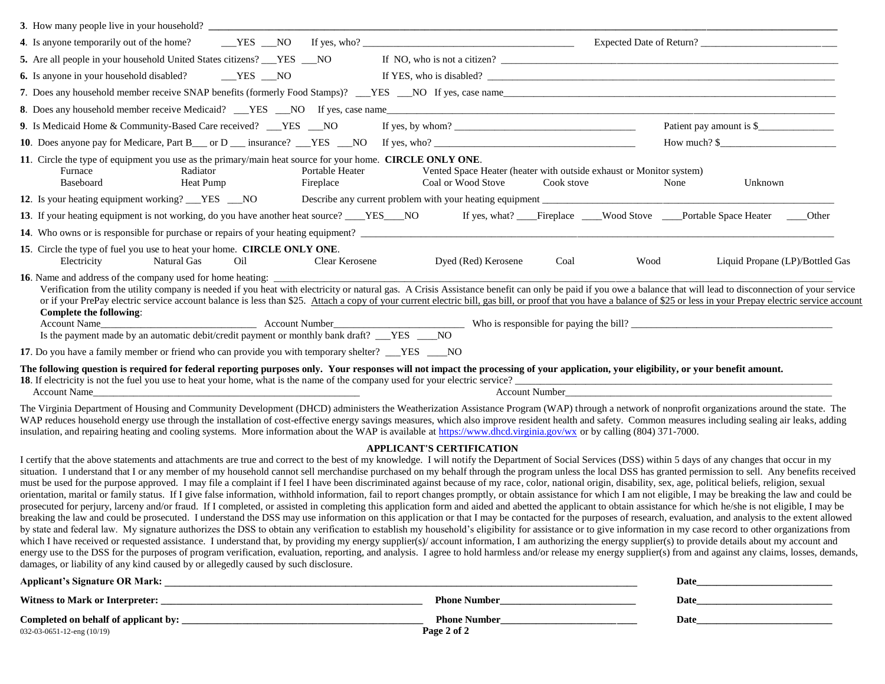3. How many people live in your household? ____________________________________________

4. Is anyone temporarily out of the home? ___YES ___NO If yes, who? ______________________ Expected Date of Return? ______________

5. Are all people in your household United States citizens? ___YES ___NO If NO, who is not a citizen? ______________________

6. Is anyone in your household disabled? ___YES ___NO If YES, who is disabled? ______________________

7. Does any household member receive SNAP benefits (formerly Food Stamps)? ___YES ___NO If yes, case name______________________

8. Does any household member receive Medicaid? ___YES ___NO If yes, case name______________________

9. Is Medicaid Home & Community-Based Care received? ___YES ___NO If yes, by whom? ______________________ Patient pay amount is $______________

10. Does anyone pay for Medicare, Part B___ or D ___ insurance? ___YES ___NO If yes, who? ______________________ How much? $______________

11. Circle the type of equipment you use as the primary/main heat source for your home. **CIRCLE ONLY ONE**.

Furnace    Radiator    Portable Heater    Vented Space Heater (heater with outside exhaust or Monitor system)
Baseboard    Heat Pump    Fireplace    Coal or Wood Stove    Cook stove    None    Unknown

12. Is your heating equipment working? ___YES ___NO Describe any current problem with your heating equipment ______________________

13. If your heating equipment is not working, do you have another heat source? ____YES____NO If yes, what? ____Fireplace ____Wood Stove ____Portable Space Heater ____Other

14. Who owns or is responsible for purchase or repairs of your heating equipment? ______________________

15. Circle the type of fuel you use to heat your home. **CIRCLE ONLY ONE**.

Electricity    Natural Gas    Oil    Clear Kerosene    Dyed (Red) Kerosene    Coal    Wood    Liquid Propane (LP)/Bottled Gas

16. Name and address of the company used for home heating: ______________________

Verification from the utility company is needed if you heat with electricity or natural gas. A Crisis Assistance benefit can only be paid if you owe a balance that will lead to disconnection of your service or if your PrePay electric service account balance is less than $25. Attach a copy of your current electric bill, gas bill, or proof that you have a balance of $25 or less in your Prepay electric service account

**Complete the following**:

Account Name______________________ Account Number______________________ Who is responsible for paying the bill? ______________________

Is the payment made by an automatic debit/credit payment or monthly bank draft? ___YES ____NO

17. Do you have a family member or friend who can provide you with temporary shelter? ___YES ____NO

**The following question is required for federal reporting purposes only. Your responses will not impact the processing of your application, your eligibility, or your benefit amount.**

18. If electricity is not the fuel you use to heat your home, what is the name of the company used for your electric service? ______________________

Account Name______________________ Account Number______________________

The Virginia Department of Housing and Community Development (DHCD) administers the Weatherization Assistance Program (WAP) through a network of nonprofit organizations around the state. The WAP reduces household energy use through the installation of cost-effective energy savings measures, which also improve resident health and safety. Common measures including sealing air leaks, adding insulation, and repairing heating and cooling systems. More information about the WAP is available at https://www.dhcd.virginia.gov/wx or by calling (804) 371-7000.

## APPLICANT'S CERTIFICATION

I certify that the above statements and attachments are true and correct to the best of my knowledge. I will notify the Department of Social Services (DSS) within 5 days of any changes that occur in my situation. I understand that I or any member of my household cannot sell merchandise purchased on my behalf through the program unless the local DSS has granted permission to sell. Any benefits received must be used for the purpose approved. I may file a complaint if I feel I have been discriminated against because of my race, color, national origin, disability, sex, age, political beliefs, religion, sexual orientation, marital or family status. If I give false information, withhold information, fail to report changes promptly, or obtain assistance for which I am not eligible, I may be breaking the law and could be prosecuted for perjury, larceny and/or fraud. If I completed, or assisted in completing this application form and aided and abetted the applicant to obtain assistance for which he/she is not eligible, I may be breaking the law and could be prosecuted. I understand the DSS may use information on this application or that I may be contacted for the purposes of research, evaluation, and analysis to the extent allowed by state and federal law. My signature authorizes the DSS to obtain any verification to establish my household's eligibility for assistance or to give information in my case record to other organizations from which I have received or requested assistance. I understand that, by providing my energy supplier(s)/ account information, I am authorizing the energy supplier(s) to provide details about my account and energy use to the DSS for the purposes of program verification, evaluation, reporting, and analysis. I agree to hold harmless and/or release my energy supplier(s) from and against any claims, losses, demands, damages, or liability of any kind caused by or allegedly caused by such disclosure.

**Applicant's Signature OR Mark:** ______________________ **Date**______________

**Witness to Mark or Interpreter:** ______________________ **Phone Number**______________ **Date**______________

**Completed on behalf of applicant by:** ______________________ **Phone Number**______________ **Date**______________

032-03-0651-12-eng (10/19)